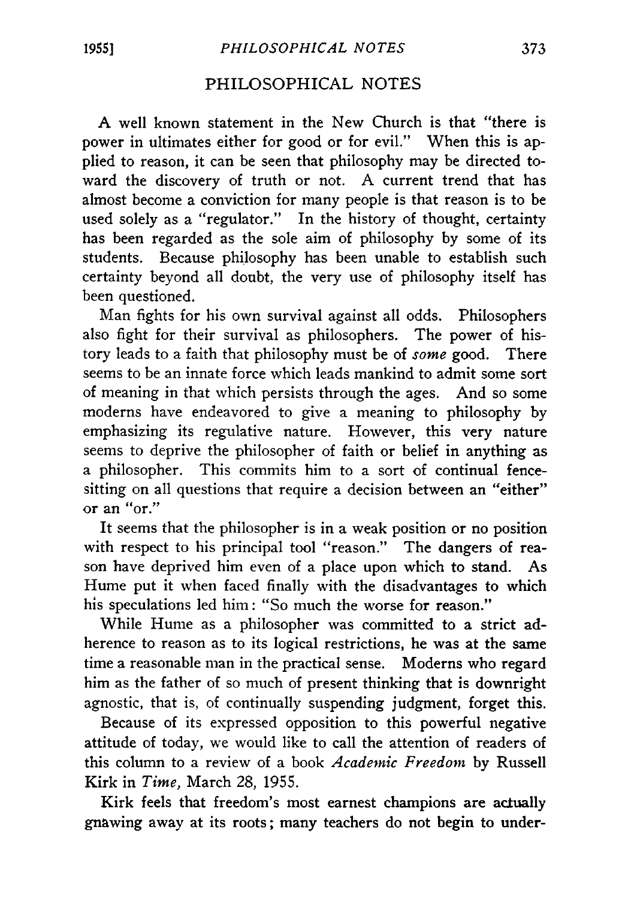## PHILOSOPHICAL NOTES

A well known statement in the New Church is that "there is power in ultimates either for good or for evil." When this is applied to reason, it can be seen that philosophy may be directed toward the discovery of truth or not. A current trend that has almost become a conviction for many people is that reason is to be used solely as a "regulator." In the history of thought, certainty has been regarded as the sole aim of philosophy by some of its students. Because philosophy has been unable to establish such certainty beyond all doubt, the very use of philosophy itself has been questioned.

Man fights for his own survival against all odds. Philosophers also fight for their survival as philosophers. The power of history leads to a faith that philosophy must be of *some* good. There seems to be an innate force which leads mankind to admit some sort of meaning in that which persists through the ages. And so some moderns have endeavored to give a meaning to philosophy by emphasizing its regulative nature. However, this very nature seems to deprive the philosopher of faith or belief in anything as a philosopher. This commits him to a sort of continual fence-sitting on all questions that require a decision between an "either" or an "or."

It seems that the philosopher is in a weak position or no position with respect to his principal tool "reason." The dangers of reason have deprived him even of a place upon which to stand. As Hume put it when faced finally with the disadvantages to which his speculations led him: "So much the worse for reason."

While Hume as a philosopher was committed to a strict adherence to reason as to its logical restrictions, he was at the same time a reasonable man in the practical sense. Moderns who regard him as the father of so much of present thinking that is downright agnostic, that is, of continually suspending judgment, forget this.

Because of its expressed opposition to this powerful negative attitude of today, we would like to call the attention of readers of this column to a review of a book *Academic Freedom* by Russell Kirk in *Time,* March 28, 1955.

Kirk feels that freedom's most earnest champions are actually gnawing away at its roots; many teachers do not begin to under-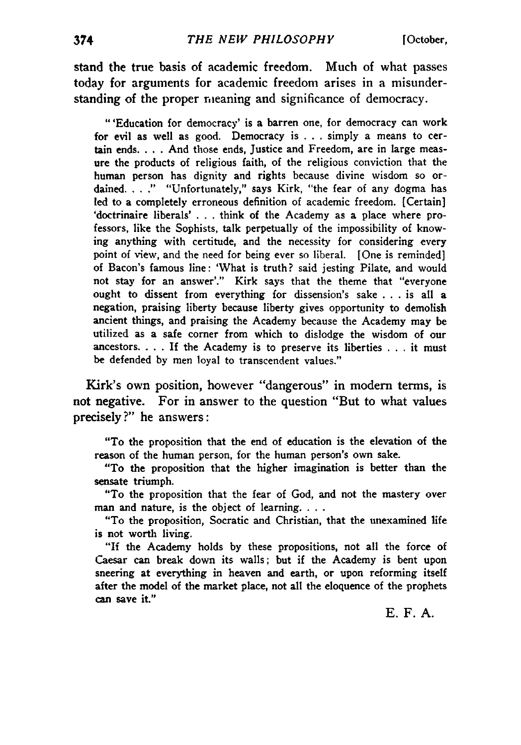stand the true basis of academic freedom. Much of what passes today for arguments for academic freedom arises in a misunderstanding of the proper meaning and significance of democracy.

> " 'Education for democracy' is a barren one, for democracy can work for evil as well as good. Democracy is . . . simply a means to certain ends. . . . And those ends, Justice and Freedom, are in large measure the products of religious faith, of the religious conviction that the human person has dignity and rights because divine wisdom so ordained. . . ." "Unfortunately," says Kirk, "the fear of any dogma has led to a completely erroneous definition of academic freedom. [Certain] 'doctrinaire liberals' . . . think of the Academy as a place where professors, like the Sophists, talk perpetually of the impossibility of knowing anything with certitude, and the necessity for considering every point of view, and the need for being ever so liberal. [One is reminded] of Bacon's famous line: 'What is truth? said jesting Pilate, and would not stay for an answer'." Kirk says that the theme that "everyone ought to dissent from everything for dissension's sake . . . is all a negation, praising liberty because liberty gives opportunity to demolish ancient things, and praising the Academy because the Academy may be utilized as a safe corner from which to dislodge the wisdom of our ancestors. . . . If the Academy is to preserve its liberties . . . it must be defended by men loyal to transcendent values."

Kirk's own position, however "dangerous" in modern terms, is not negative. For in answer to the question "But to what values precisely?" he answers:

> "To the proposition that the end of education is the elevation of the reason of the human person, for the human person's own sake.
>
> "To the proposition that the higher imagination is better than the sensate triumph.
>
> "To the proposition that the fear of God, and not the mastery over man and nature, is the object of learning. . . .
>
> "To the proposition, Socratic and Christian, that the unexamined life is not worth living.
>
> "If the Academy holds by these propositions, not all the force of Caesar can break down its walls; but if the Academy is bent upon sneering at everything in heaven and earth, or upon reforming itself after the model of the market place, not all the eloquence of the prophets can save it."

E. F. A.